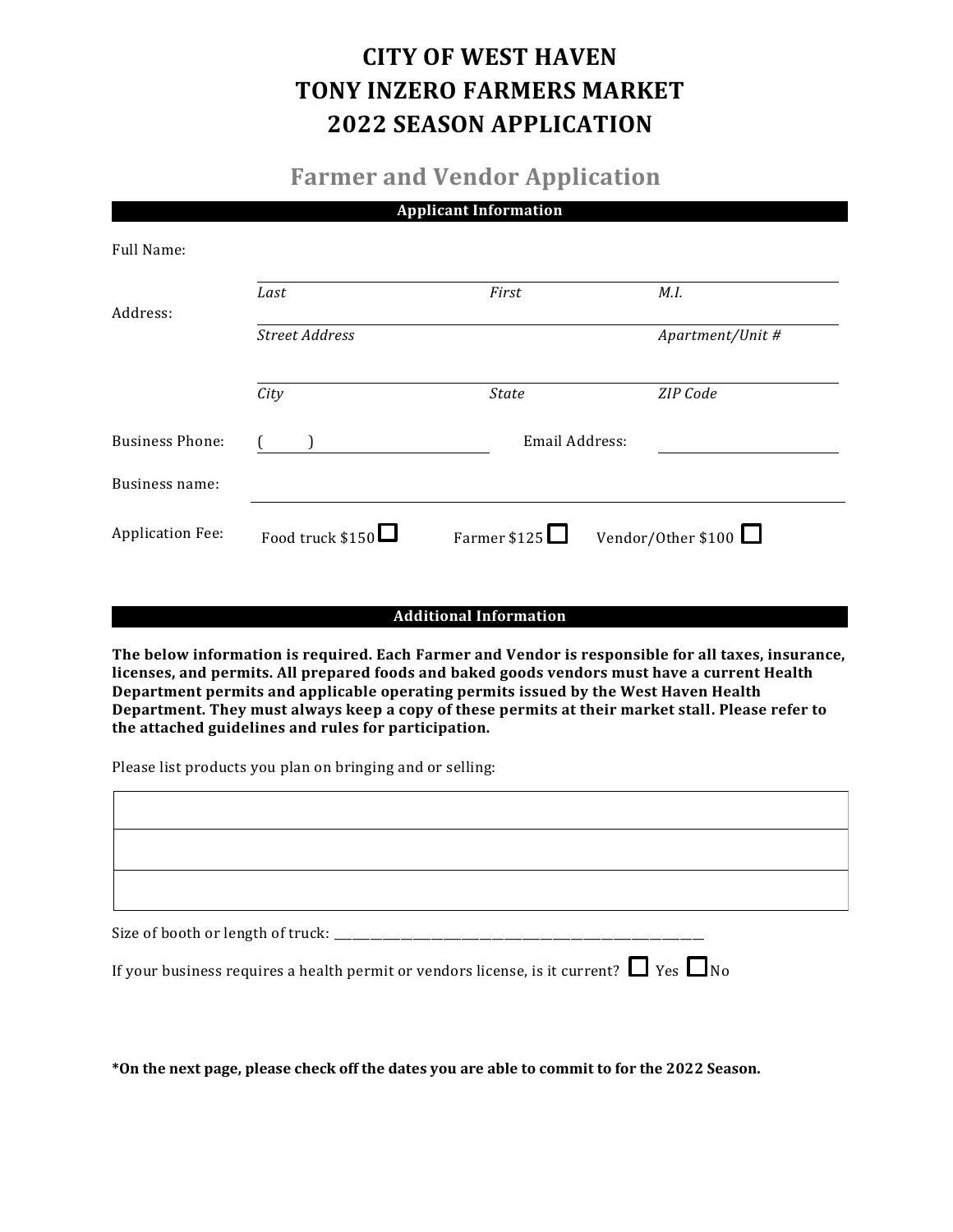# CITY OF WEST HAVEN
# TONY INZERO FARMERS MARKET
# 2022 SEASON APPLICATION

## Farmer and Vendor Application

### Applicant Information

Full Name: ______________________________________________

*Last* *First* *M.I.*

Address: ______________________________________________

*Street Address* *Apartment/Unit #*

______________________________________________

*City* *State* *ZIP Code*

Business Phone: (      ) ____________________ Email Address: ____________________

Business name: ______________________________________________

Application Fee: Food truck $150 ☐ Farmer $125 ☐ Vendor/Other $100 ☐

### Additional Information

**The below information is required. Each Farmer and Vendor is responsible for all taxes, insurance, licenses, and permits. All prepared foods and baked goods vendors must have a current Health Department permits and applicable operating permits issued by the West Haven Health Department. They must always keep a copy of these permits at their market stall. Please refer to the attached guidelines and rules for participation.**

Please list products you plan on bringing and or selling:

| |
|---|
| |
| |
| |

Size of booth or length of truck: ______________________________________________

If your business requires a health permit or vendors license, is it current? ☐ Yes ☐ No

**\*On the next page, please check off the dates you are able to commit to for the 2022 Season.**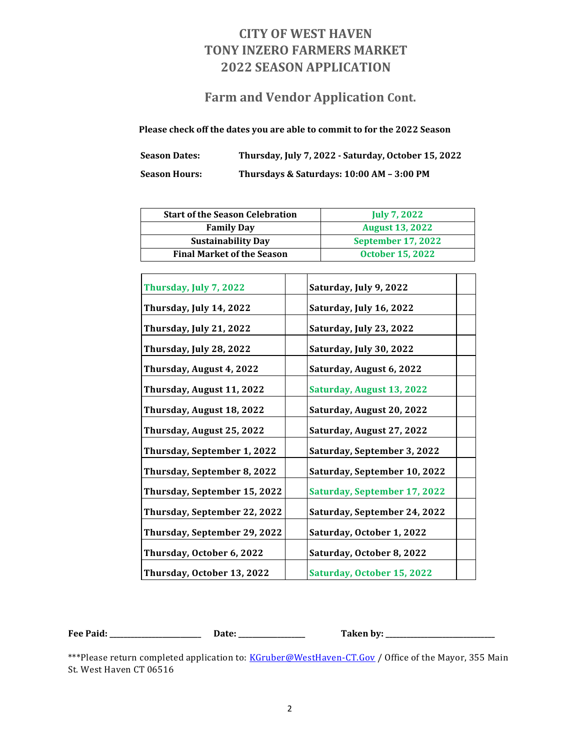# CITY OF WEST HAVEN
# TONY INZERO FARMERS MARKET
# 2022 SEASON APPLICATION

## Farm and Vendor Application Cont.

**Please check off the dates you are able to commit to for the 2022 Season**

**Season Dates:** **Thursday, July 7, 2022 - Saturday, October 15, 2022**

**Season Hours:** **Thursdays & Saturdays: 10:00 AM – 3:00 PM**

| | |
|---|---|
| **Start of the Season Celebration** | **July 7, 2022** |
| **Family Day** | **August 13, 2022** |
| **Sustainability Day** | **September 17, 2022** |
| **Final Market of the Season** | **October 15, 2022** |

| | | | |
|---|---|---|---|
| **Thursday, July 7, 2022** | | **Saturday, July 9, 2022** | |
| **Thursday, July 14, 2022** | | **Saturday, July 16, 2022** | |
| **Thursday, July 21, 2022** | | **Saturday, July 23, 2022** | |
| **Thursday, July 28, 2022** | | **Saturday, July 30, 2022** | |
| **Thursday, August 4, 2022** | | **Saturday, August 6, 2022** | |
| **Thursday, August 11, 2022** | | **Saturday, August 13, 2022** | |
| **Thursday, August 18, 2022** | | **Saturday, August 20, 2022** | |
| **Thursday, August 25, 2022** | | **Saturday, August 27, 2022** | |
| **Thursday, September 1, 2022** | | **Saturday, September 3, 2022** | |
| **Thursday, September 8, 2022** | | **Saturday, September 10, 2022** | |
| **Thursday, September 15, 2022** | | **Saturday, September 17, 2022** | |
| **Thursday, September 22, 2022** | | **Saturday, September 24, 2022** | |
| **Thursday, September 29, 2022** | | **Saturday, October 1, 2022** | |
| **Thursday, October 6, 2022** | | **Saturday, October 8, 2022** | |
| **Thursday, October 13, 2022** | | **Saturday, October 15, 2022** | |

**Fee Paid:** _______________________ **Date:** ________________ **Taken by:** ___________________________

***Please return completed application to: KGruber@WestHaven-CT.Gov / Office of the Mayor, 355 Main St. West Haven CT 06516